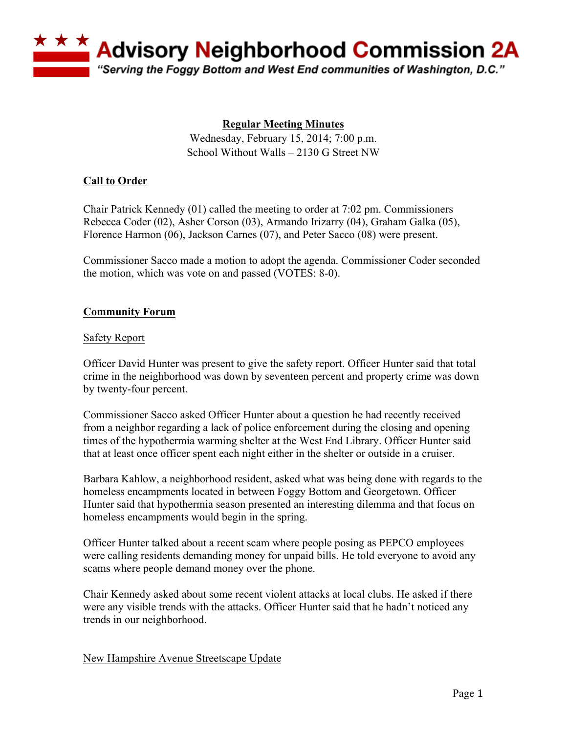# Advisory Neighborhood Commission 2A

*"Serving the Foggy Bottom and West End communities of Washington, D.C."*

**Regular Meeting Minutes**
Wednesday, February 15, 2014; 7:00 p.m.
School Without Walls – 2130 G Street NW

## Call to Order

Chair Patrick Kennedy (01) called the meeting to order at 7:02 pm. Commissioners Rebecca Coder (02), Asher Corson (03), Armando Irizarry (04), Graham Galka (05), Florence Harmon (06), Jackson Carnes (07), and Peter Sacco (08) were present.

Commissioner Sacco made a motion to adopt the agenda. Commissioner Coder seconded the motion, which was vote on and passed (VOTES: 8-0).

## Community Forum

### Safety Report

Officer David Hunter was present to give the safety report. Officer Hunter said that total crime in the neighborhood was down by seventeen percent and property crime was down by twenty-four percent.

Commissioner Sacco asked Officer Hunter about a question he had recently received from a neighbor regarding a lack of police enforcement during the closing and opening times of the hypothermia warming shelter at the West End Library. Officer Hunter said that at least once officer spent each night either in the shelter or outside in a cruiser.

Barbara Kahlow, a neighborhood resident, asked what was being done with regards to the homeless encampments located in between Foggy Bottom and Georgetown. Officer Hunter said that hypothermia season presented an interesting dilemma and that focus on homeless encampments would begin in the spring.

Officer Hunter talked about a recent scam where people posing as PEPCO employees were calling residents demanding money for unpaid bills. He told everyone to avoid any scams where people demand money over the phone.

Chair Kennedy asked about some recent violent attacks at local clubs. He asked if there were any visible trends with the attacks. Officer Hunter said that he hadn't noticed any trends in our neighborhood.

### New Hampshire Avenue Streetscape Update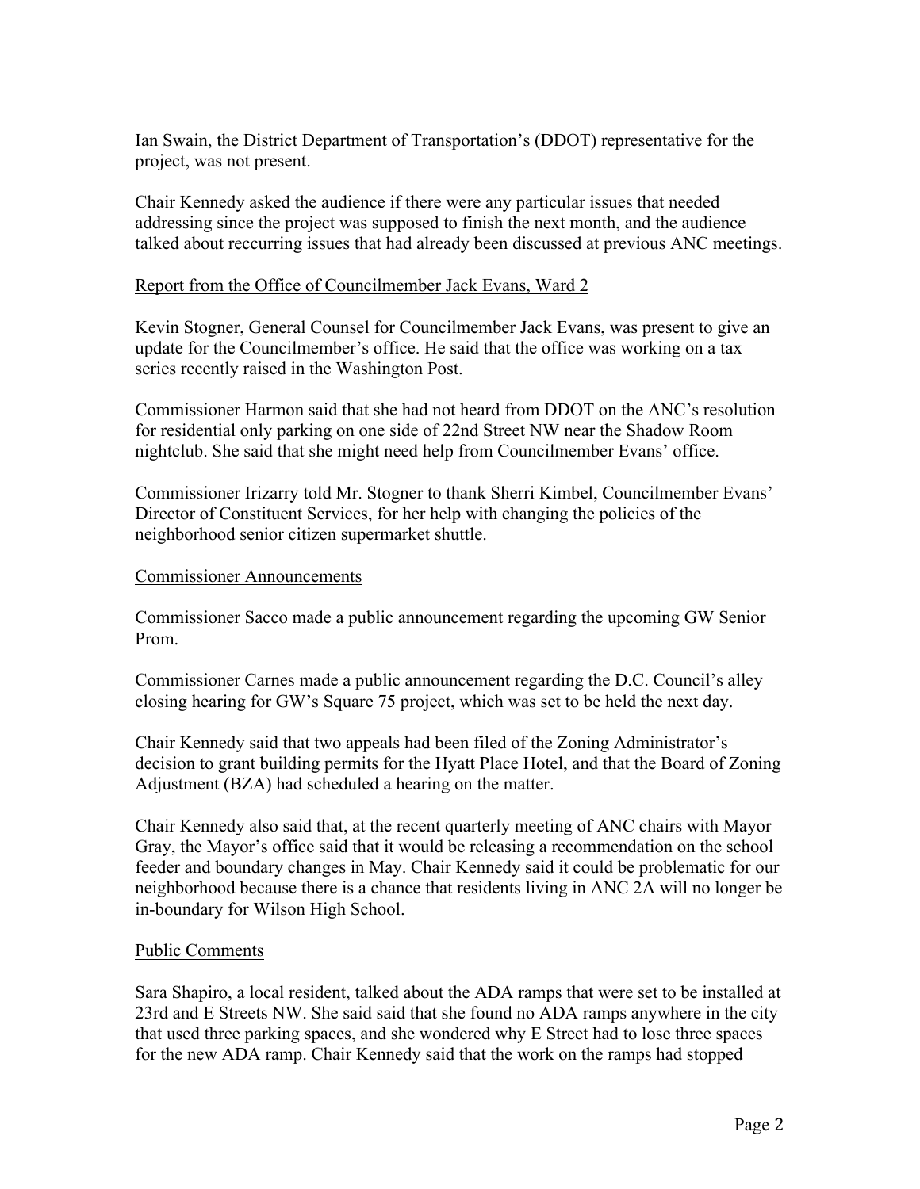Ian Swain, the District Department of Transportation's (DDOT) representative for the project, was not present.

Chair Kennedy asked the audience if there were any particular issues that needed addressing since the project was supposed to finish the next month, and the audience talked about reccurring issues that had already been discussed at previous ANC meetings.

<u>Report from the Office of Councilmember Jack Evans, Ward 2</u>

Kevin Stogner, General Counsel for Councilmember Jack Evans, was present to give an update for the Councilmember's office. He said that the office was working on a tax series recently raised in the Washington Post.

Commissioner Harmon said that she had not heard from DDOT on the ANC's resolution for residential only parking on one side of 22nd Street NW near the Shadow Room nightclub. She said that she might need help from Councilmember Evans' office.

Commissioner Irizarry told Mr. Stogner to thank Sherri Kimbel, Councilmember Evans' Director of Constituent Services, for her help with changing the policies of the neighborhood senior citizen supermarket shuttle.

<u>Commissioner Announcements</u>

Commissioner Sacco made a public announcement regarding the upcoming GW Senior Prom.

Commissioner Carnes made a public announcement regarding the D.C. Council's alley closing hearing for GW's Square 75 project, which was set to be held the next day.

Chair Kennedy said that two appeals had been filed of the Zoning Administrator's decision to grant building permits for the Hyatt Place Hotel, and that the Board of Zoning Adjustment (BZA) had scheduled a hearing on the matter.

Chair Kennedy also said that, at the recent quarterly meeting of ANC chairs with Mayor Gray, the Mayor's office said that it would be releasing a recommendation on the school feeder and boundary changes in May. Chair Kennedy said it could be problematic for our neighborhood because there is a chance that residents living in ANC 2A will no longer be in-boundary for Wilson High School.

<u>Public Comments</u>

Sara Shapiro, a local resident, talked about the ADA ramps that were set to be installed at 23rd and E Streets NW. She said said that she found no ADA ramps anywhere in the city that used three parking spaces, and she wondered why E Street had to lose three spaces for the new ADA ramp. Chair Kennedy said that the work on the ramps had stopped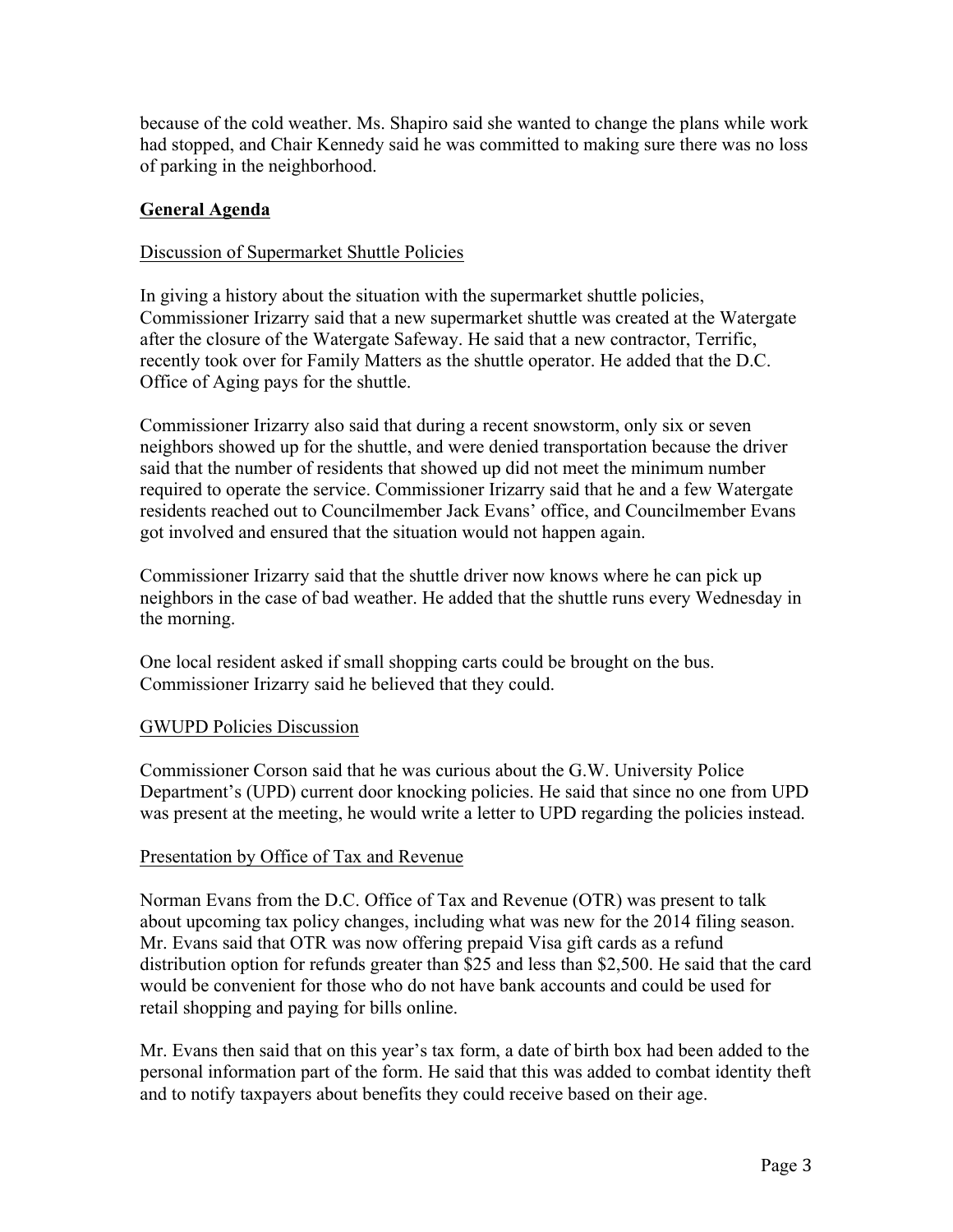because of the cold weather. Ms. Shapiro said she wanted to change the plans while work had stopped, and Chair Kennedy said he was committed to making sure there was no loss of parking in the neighborhood.

## General Agenda

### Discussion of Supermarket Shuttle Policies

In giving a history about the situation with the supermarket shuttle policies, Commissioner Irizarry said that a new supermarket shuttle was created at the Watergate after the closure of the Watergate Safeway. He said that a new contractor, Terrific, recently took over for Family Matters as the shuttle operator. He added that the D.C. Office of Aging pays for the shuttle.

Commissioner Irizarry also said that during a recent snowstorm, only six or seven neighbors showed up for the shuttle, and were denied transportation because the driver said that the number of residents that showed up did not meet the minimum number required to operate the service. Commissioner Irizarry said that he and a few Watergate residents reached out to Councilmember Jack Evans' office, and Councilmember Evans got involved and ensured that the situation would not happen again.

Commissioner Irizarry said that the shuttle driver now knows where he can pick up neighbors in the case of bad weather. He added that the shuttle runs every Wednesday in the morning.

One local resident asked if small shopping carts could be brought on the bus. Commissioner Irizarry said he believed that they could.

### GWUPD Policies Discussion

Commissioner Corson said that he was curious about the G.W. University Police Department's (UPD) current door knocking policies. He said that since no one from UPD was present at the meeting, he would write a letter to UPD regarding the policies instead.

### Presentation by Office of Tax and Revenue

Norman Evans from the D.C. Office of Tax and Revenue (OTR) was present to talk about upcoming tax policy changes, including what was new for the 2014 filing season. Mr. Evans said that OTR was now offering prepaid Visa gift cards as a refund distribution option for refunds greater than $25 and less than $2,500. He said that the card would be convenient for those who do not have bank accounts and could be used for retail shopping and paying for bills online.

Mr. Evans then said that on this year's tax form, a date of birth box had been added to the personal information part of the form. He said that this was added to combat identity theft and to notify taxpayers about benefits they could receive based on their age.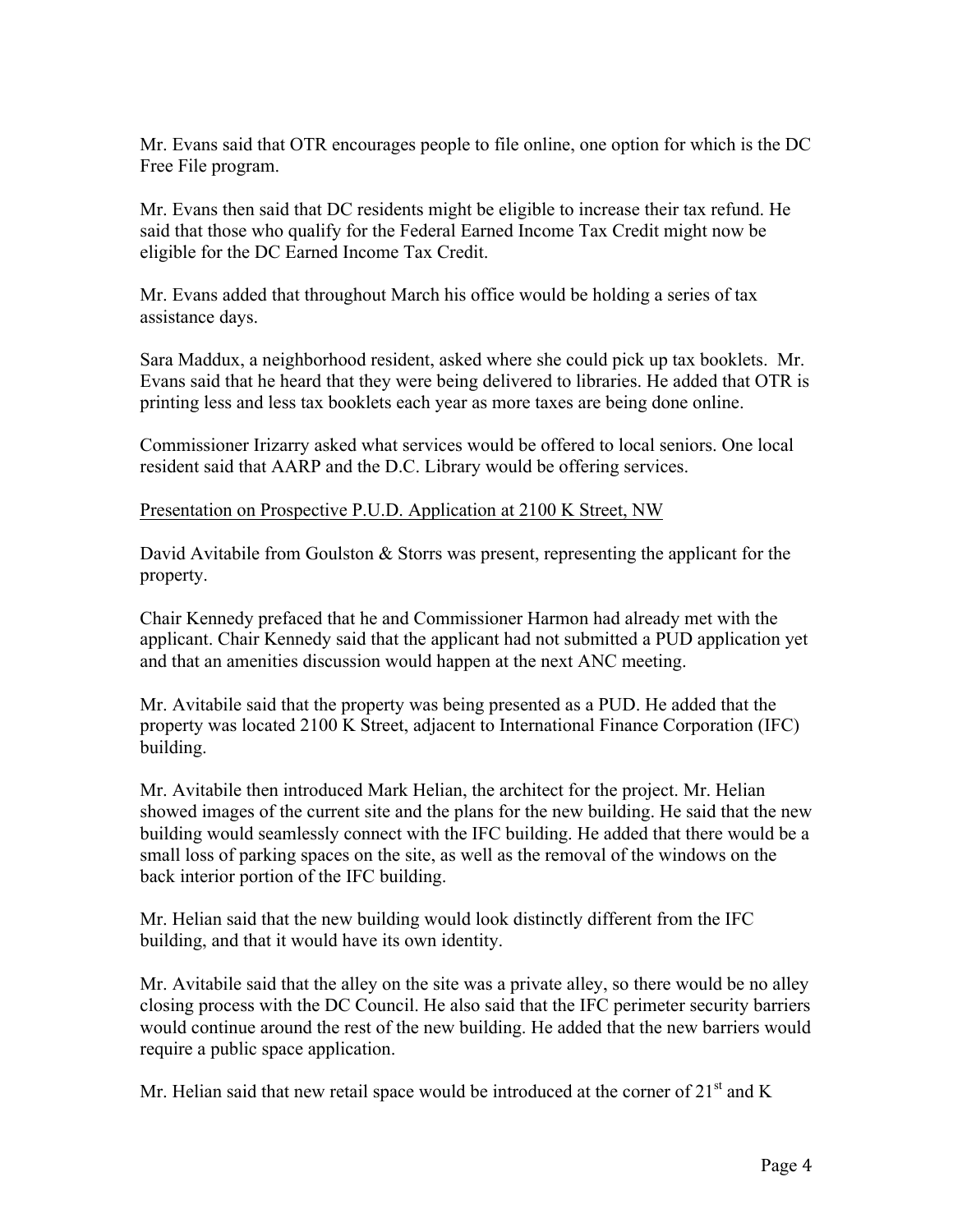Mr. Evans said that OTR encourages people to file online, one option for which is the DC Free File program.

Mr. Evans then said that DC residents might be eligible to increase their tax refund. He said that those who qualify for the Federal Earned Income Tax Credit might now be eligible for the DC Earned Income Tax Credit.

Mr. Evans added that throughout March his office would be holding a series of tax assistance days.

Sara Maddux, a neighborhood resident, asked where she could pick up tax booklets. Mr. Evans said that he heard that they were being delivered to libraries. He added that OTR is printing less and less tax booklets each year as more taxes are being done online.

Commissioner Irizarry asked what services would be offered to local seniors. One local resident said that AARP and the D.C. Library would be offering services.

<u>Presentation on Prospective P.U.D. Application at 2100 K Street, NW</u>

David Avitabile from Goulston & Storrs was present, representing the applicant for the property.

Chair Kennedy prefaced that he and Commissioner Harmon had already met with the applicant. Chair Kennedy said that the applicant had not submitted a PUD application yet and that an amenities discussion would happen at the next ANC meeting.

Mr. Avitabile said that the property was being presented as a PUD. He added that the property was located 2100 K Street, adjacent to International Finance Corporation (IFC) building.

Mr. Avitabile then introduced Mark Helian, the architect for the project. Mr. Helian showed images of the current site and the plans for the new building. He said that the new building would seamlessly connect with the IFC building. He added that there would be a small loss of parking spaces on the site, as well as the removal of the windows on the back interior portion of the IFC building.

Mr. Helian said that the new building would look distinctly different from the IFC building, and that it would have its own identity.

Mr. Avitabile said that the alley on the site was a private alley, so there would be no alley closing process with the DC Council. He also said that the IFC perimeter security barriers would continue around the rest of the new building. He added that the new barriers would require a public space application.

Mr. Helian said that new retail space would be introduced at the corner of 21st and K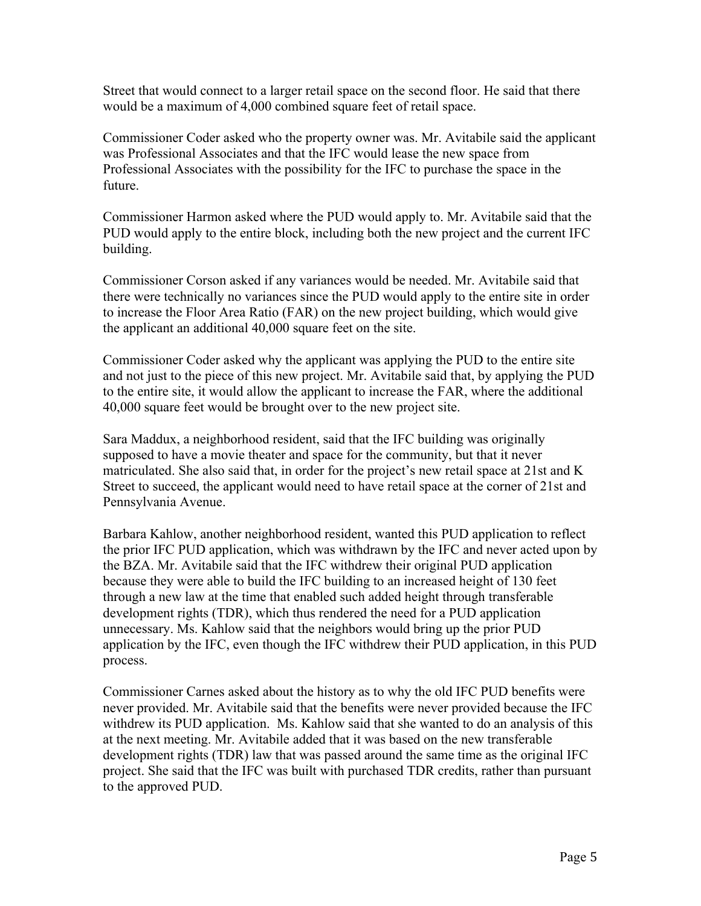Street that would connect to a larger retail space on the second floor. He said that there would be a maximum of 4,000 combined square feet of retail space.

Commissioner Coder asked who the property owner was. Mr. Avitabile said the applicant was Professional Associates and that the IFC would lease the new space from Professional Associates with the possibility for the IFC to purchase the space in the future.

Commissioner Harmon asked where the PUD would apply to. Mr. Avitabile said that the PUD would apply to the entire block, including both the new project and the current IFC building.

Commissioner Corson asked if any variances would be needed. Mr. Avitabile said that there were technically no variances since the PUD would apply to the entire site in order to increase the Floor Area Ratio (FAR) on the new project building, which would give the applicant an additional 40,000 square feet on the site.

Commissioner Coder asked why the applicant was applying the PUD to the entire site and not just to the piece of this new project. Mr. Avitabile said that, by applying the PUD to the entire site, it would allow the applicant to increase the FAR, where the additional 40,000 square feet would be brought over to the new project site.

Sara Maddux, a neighborhood resident, said that the IFC building was originally supposed to have a movie theater and space for the community, but that it never matriculated. She also said that, in order for the project's new retail space at 21st and K Street to succeed, the applicant would need to have retail space at the corner of 21st and Pennsylvania Avenue.

Barbara Kahlow, another neighborhood resident, wanted this PUD application to reflect the prior IFC PUD application, which was withdrawn by the IFC and never acted upon by the BZA. Mr. Avitabile said that the IFC withdrew their original PUD application because they were able to build the IFC building to an increased height of 130 feet through a new law at the time that enabled such added height through transferable development rights (TDR), which thus rendered the need for a PUD application unnecessary. Ms. Kahlow said that the neighbors would bring up the prior PUD application by the IFC, even though the IFC withdrew their PUD application, in this PUD process.

Commissioner Carnes asked about the history as to why the old IFC PUD benefits were never provided. Mr. Avitabile said that the benefits were never provided because the IFC withdrew its PUD application. Ms. Kahlow said that she wanted to do an analysis of this at the next meeting. Mr. Avitabile added that it was based on the new transferable development rights (TDR) law that was passed around the same time as the original IFC project. She said that the IFC was built with purchased TDR credits, rather than pursuant to the approved PUD.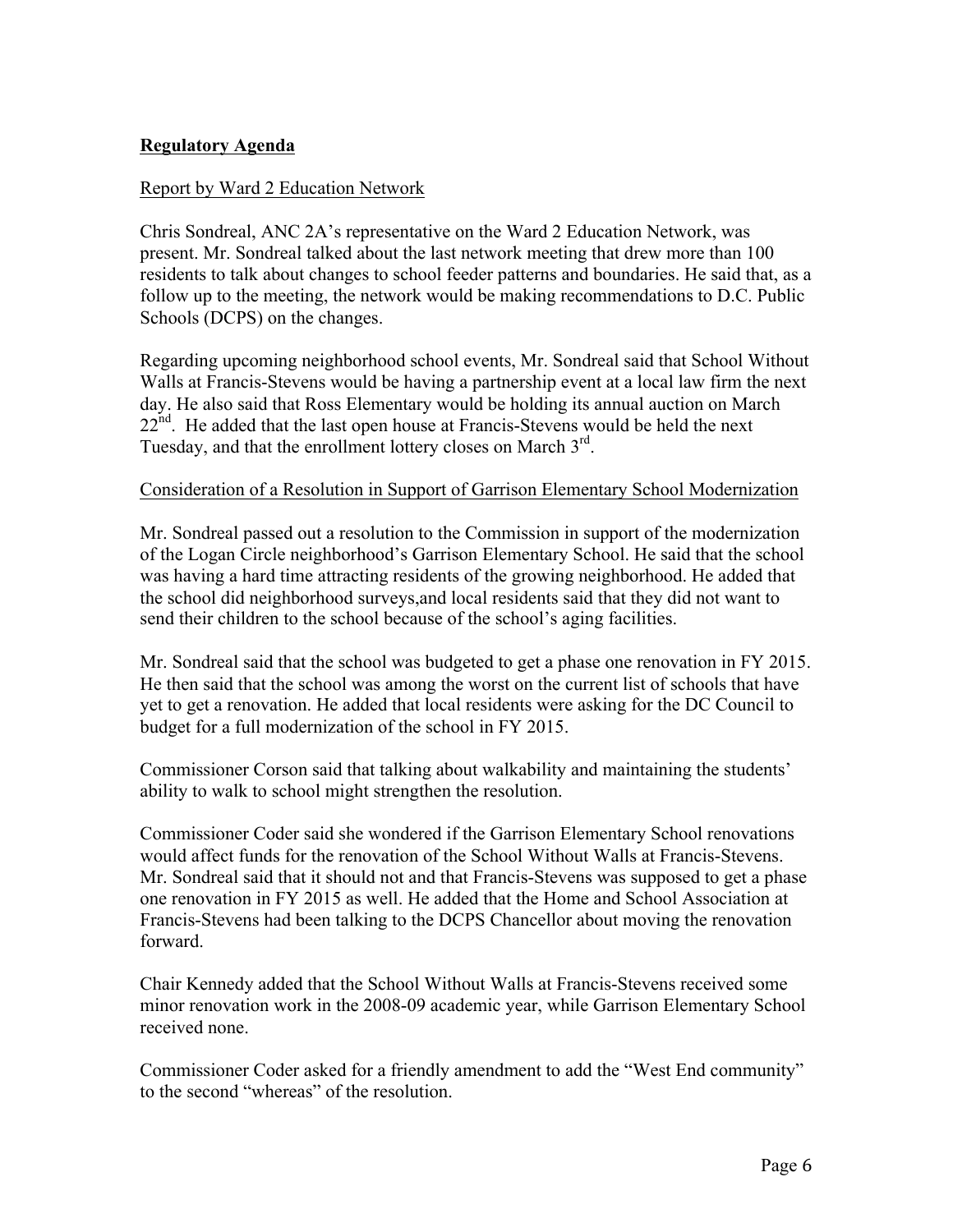**Regulatory Agenda**

Report by Ward 2 Education Network

Chris Sondreal, ANC 2A's representative on the Ward 2 Education Network, was present. Mr. Sondreal talked about the last network meeting that drew more than 100 residents to talk about changes to school feeder patterns and boundaries. He said that, as a follow up to the meeting, the network would be making recommendations to D.C. Public Schools (DCPS) on the changes.

Regarding upcoming neighborhood school events, Mr. Sondreal said that School Without Walls at Francis-Stevens would be having a partnership event at a local law firm the next day. He also said that Ross Elementary would be holding its annual auction on March 22nd. He added that the last open house at Francis-Stevens would be held the next Tuesday, and that the enrollment lottery closes on March 3rd.

Consideration of a Resolution in Support of Garrison Elementary School Modernization

Mr. Sondreal passed out a resolution to the Commission in support of the modernization of the Logan Circle neighborhood's Garrison Elementary School. He said that the school was having a hard time attracting residents of the growing neighborhood. He added that the school did neighborhood surveys,and local residents said that they did not want to send their children to the school because of the school's aging facilities.

Mr. Sondreal said that the school was budgeted to get a phase one renovation in FY 2015. He then said that the school was among the worst on the current list of schools that have yet to get a renovation. He added that local residents were asking for the DC Council to budget for a full modernization of the school in FY 2015.

Commissioner Corson said that talking about walkability and maintaining the students' ability to walk to school might strengthen the resolution.

Commissioner Coder said she wondered if the Garrison Elementary School renovations would affect funds for the renovation of the School Without Walls at Francis-Stevens. Mr. Sondreal said that it should not and that Francis-Stevens was supposed to get a phase one renovation in FY 2015 as well. He added that the Home and School Association at Francis-Stevens had been talking to the DCPS Chancellor about moving the renovation forward.

Chair Kennedy added that the School Without Walls at Francis-Stevens received some minor renovation work in the 2008-09 academic year, while Garrison Elementary School received none.

Commissioner Coder asked for a friendly amendment to add the "West End community" to the second "whereas" of the resolution.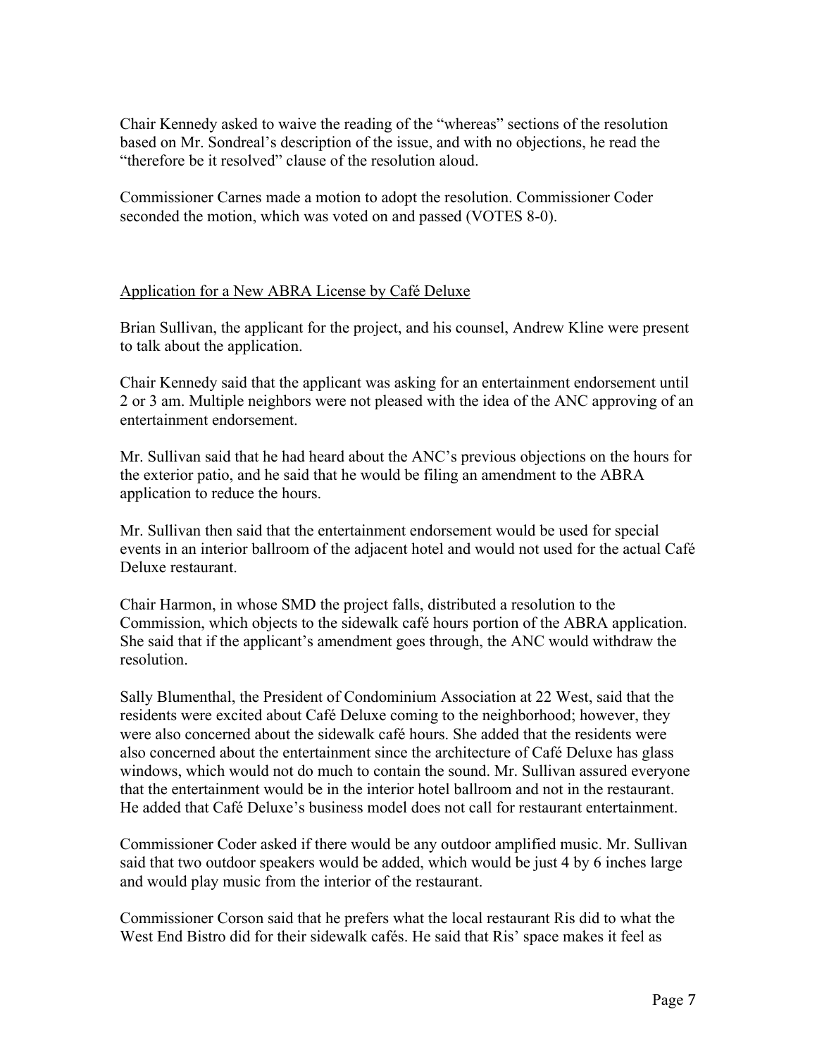Chair Kennedy asked to waive the reading of the "whereas" sections of the resolution based on Mr. Sondreal's description of the issue, and with no objections, he read the "therefore be it resolved" clause of the resolution aloud.

Commissioner Carnes made a motion to adopt the resolution. Commissioner Coder seconded the motion, which was voted on and passed (VOTES 8-0).

<u>Application for a New ABRA License by Café Deluxe</u>

Brian Sullivan, the applicant for the project, and his counsel, Andrew Kline were present to talk about the application.

Chair Kennedy said that the applicant was asking for an entertainment endorsement until 2 or 3 am. Multiple neighbors were not pleased with the idea of the ANC approving of an entertainment endorsement.

Mr. Sullivan said that he had heard about the ANC's previous objections on the hours for the exterior patio, and he said that he would be filing an amendment to the ABRA application to reduce the hours.

Mr. Sullivan then said that the entertainment endorsement would be used for special events in an interior ballroom of the adjacent hotel and would not used for the actual Café Deluxe restaurant.

Chair Harmon, in whose SMD the project falls, distributed a resolution to the Commission, which objects to the sidewalk café hours portion of the ABRA application. She said that if the applicant's amendment goes through, the ANC would withdraw the resolution.

Sally Blumenthal, the President of Condominium Association at 22 West, said that the residents were excited about Café Deluxe coming to the neighborhood; however, they were also concerned about the sidewalk café hours. She added that the residents were also concerned about the entertainment since the architecture of Café Deluxe has glass windows, which would not do much to contain the sound. Mr. Sullivan assured everyone that the entertainment would be in the interior hotel ballroom and not in the restaurant. He added that Café Deluxe's business model does not call for restaurant entertainment.

Commissioner Coder asked if there would be any outdoor amplified music. Mr. Sullivan said that two outdoor speakers would be added, which would be just 4 by 6 inches large and would play music from the interior of the restaurant.

Commissioner Corson said that he prefers what the local restaurant Ris did to what the West End Bistro did for their sidewalk cafés. He said that Ris' space makes it feel as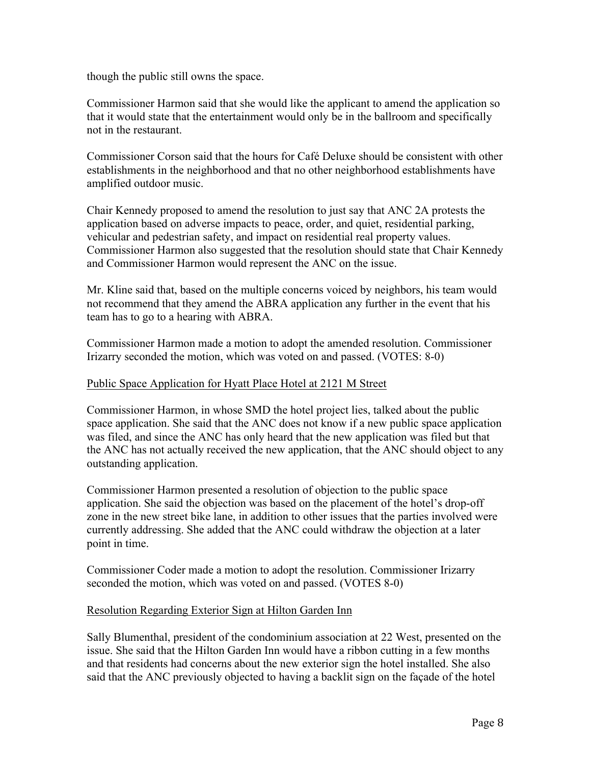though the public still owns the space.

Commissioner Harmon said that she would like the applicant to amend the application so that it would state that the entertainment would only be in the ballroom and specifically not in the restaurant.

Commissioner Corson said that the hours for Café Deluxe should be consistent with other establishments in the neighborhood and that no other neighborhood establishments have amplified outdoor music.

Chair Kennedy proposed to amend the resolution to just say that ANC 2A protests the application based on adverse impacts to peace, order, and quiet, residential parking, vehicular and pedestrian safety, and impact on residential real property values. Commissioner Harmon also suggested that the resolution should state that Chair Kennedy and Commissioner Harmon would represent the ANC on the issue.

Mr. Kline said that, based on the multiple concerns voiced by neighbors, his team would not recommend that they amend the ABRA application any further in the event that his team has to go to a hearing with ABRA.

Commissioner Harmon made a motion to adopt the amended resolution. Commissioner Irizarry seconded the motion, which was voted on and passed. (VOTES: 8-0)

Public Space Application for Hyatt Place Hotel at 2121 M Street

Commissioner Harmon, in whose SMD the hotel project lies, talked about the public space application. She said that the ANC does not know if a new public space application was filed, and since the ANC has only heard that the new application was filed but that the ANC has not actually received the new application, that the ANC should object to any outstanding application.

Commissioner Harmon presented a resolution of objection to the public space application. She said the objection was based on the placement of the hotel's drop-off zone in the new street bike lane, in addition to other issues that the parties involved were currently addressing. She added that the ANC could withdraw the objection at a later point in time.

Commissioner Coder made a motion to adopt the resolution. Commissioner Irizarry seconded the motion, which was voted on and passed. (VOTES 8-0)

Resolution Regarding Exterior Sign at Hilton Garden Inn

Sally Blumenthal, president of the condominium association at 22 West, presented on the issue. She said that the Hilton Garden Inn would have a ribbon cutting in a few months and that residents had concerns about the new exterior sign the hotel installed. She also said that the ANC previously objected to having a backlit sign on the façade of the hotel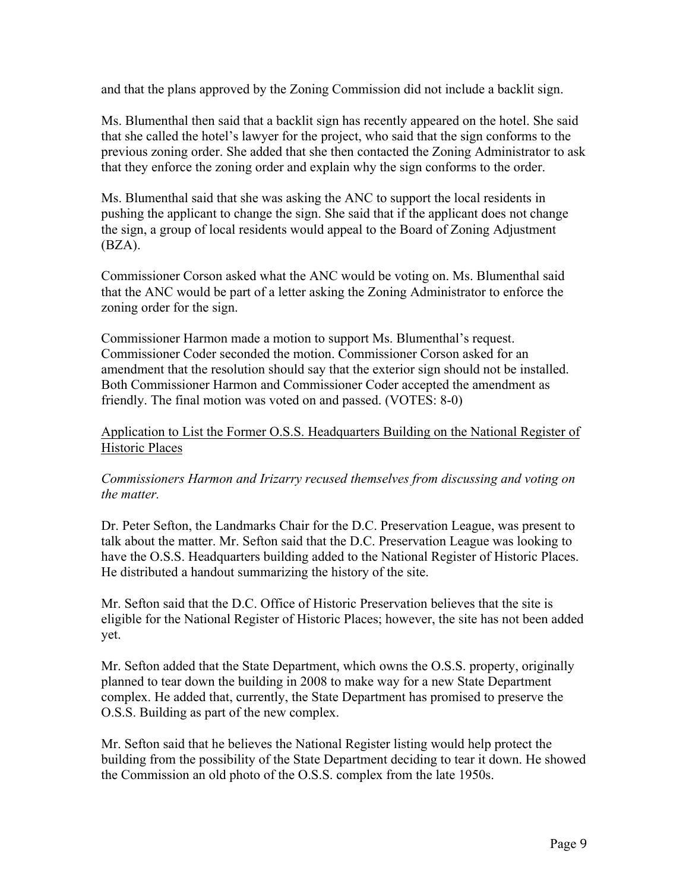and that the plans approved by the Zoning Commission did not include a backlit sign.

Ms. Blumenthal then said that a backlit sign has recently appeared on the hotel. She said that she called the hotel's lawyer for the project, who said that the sign conforms to the previous zoning order. She added that she then contacted the Zoning Administrator to ask that they enforce the zoning order and explain why the sign conforms to the order.

Ms. Blumenthal said that she was asking the ANC to support the local residents in pushing the applicant to change the sign. She said that if the applicant does not change the sign, a group of local residents would appeal to the Board of Zoning Adjustment (BZA).

Commissioner Corson asked what the ANC would be voting on. Ms. Blumenthal said that the ANC would be part of a letter asking the Zoning Administrator to enforce the zoning order for the sign.

Commissioner Harmon made a motion to support Ms. Blumenthal's request. Commissioner Coder seconded the motion. Commissioner Corson asked for an amendment that the resolution should say that the exterior sign should not be installed. Both Commissioner Harmon and Commissioner Coder accepted the amendment as friendly. The final motion was voted on and passed. (VOTES: 8-0)

<u>Application to List the Former O.S.S. Headquarters Building on the National Register of Historic Places</u>

*Commissioners Harmon and Irizarry recused themselves from discussing and voting on the matter.*

Dr. Peter Sefton, the Landmarks Chair for the D.C. Preservation League, was present to talk about the matter. Mr. Sefton said that the D.C. Preservation League was looking to have the O.S.S. Headquarters building added to the National Register of Historic Places. He distributed a handout summarizing the history of the site.

Mr. Sefton said that the D.C. Office of Historic Preservation believes that the site is eligible for the National Register of Historic Places; however, the site has not been added yet.

Mr. Sefton added that the State Department, which owns the O.S.S. property, originally planned to tear down the building in 2008 to make way for a new State Department complex. He added that, currently, the State Department has promised to preserve the O.S.S. Building as part of the new complex.

Mr. Sefton said that he believes the National Register listing would help protect the building from the possibility of the State Department deciding to tear it down. He showed the Commission an old photo of the O.S.S. complex from the late 1950s.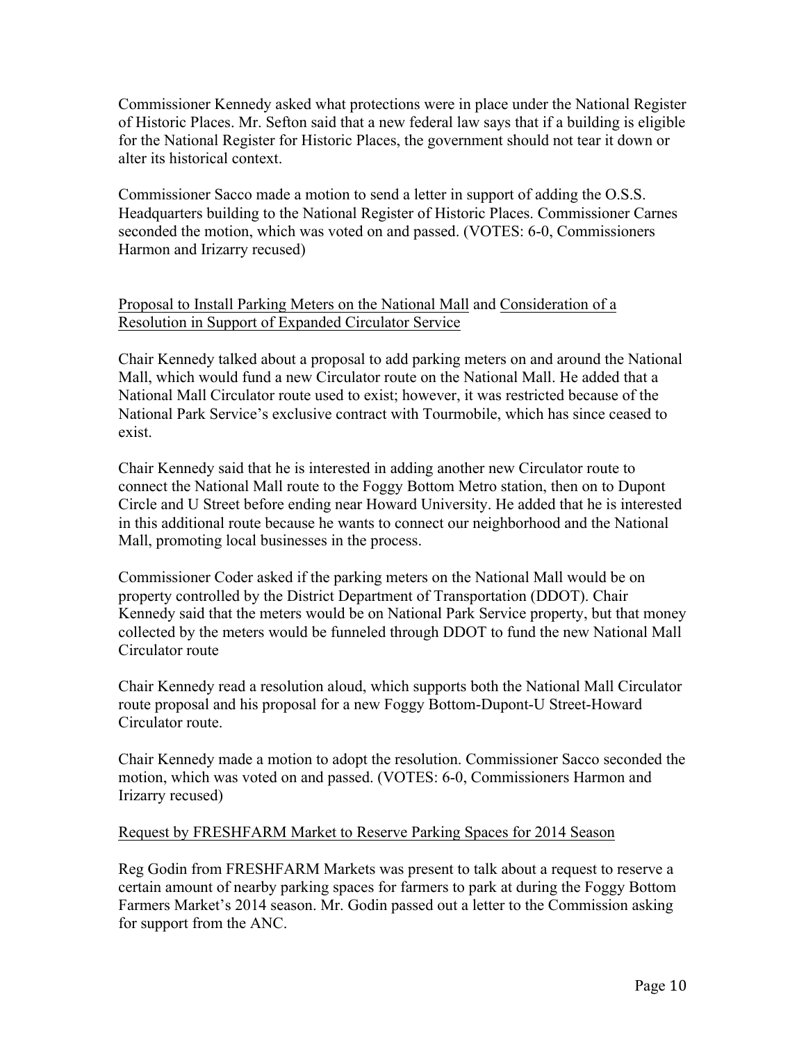Commissioner Kennedy asked what protections were in place under the National Register of Historic Places. Mr. Sefton said that a new federal law says that if a building is eligible for the National Register for Historic Places, the government should not tear it down or alter its historical context.

Commissioner Sacco made a motion to send a letter in support of adding the O.S.S. Headquarters building to the National Register of Historic Places. Commissioner Carnes seconded the motion, which was voted on and passed. (VOTES: 6-0, Commissioners Harmon and Irizarry recused)

<u>Proposal to Install Parking Meters on the National Mall</u> and <u>Consideration of a Resolution in Support of Expanded Circulator Service</u>

Chair Kennedy talked about a proposal to add parking meters on and around the National Mall, which would fund a new Circulator route on the National Mall. He added that a National Mall Circulator route used to exist; however, it was restricted because of the National Park Service's exclusive contract with Tourmobile, which has since ceased to exist.

Chair Kennedy said that he is interested in adding another new Circulator route to connect the National Mall route to the Foggy Bottom Metro station, then on to Dupont Circle and U Street before ending near Howard University. He added that he is interested in this additional route because he wants to connect our neighborhood and the National Mall, promoting local businesses in the process.

Commissioner Coder asked if the parking meters on the National Mall would be on property controlled by the District Department of Transportation (DDOT). Chair Kennedy said that the meters would be on National Park Service property, but that money collected by the meters would be funneled through DDOT to fund the new National Mall Circulator route

Chair Kennedy read a resolution aloud, which supports both the National Mall Circulator route proposal and his proposal for a new Foggy Bottom-Dupont-U Street-Howard Circulator route.

Chair Kennedy made a motion to adopt the resolution. Commissioner Sacco seconded the motion, which was voted on and passed. (VOTES: 6-0, Commissioners Harmon and Irizarry recused)

<u>Request by FRESHFARM Market to Reserve Parking Spaces for 2014 Season</u>

Reg Godin from FRESHFARM Markets was present to talk about a request to reserve a certain amount of nearby parking spaces for farmers to park at during the Foggy Bottom Farmers Market's 2014 season. Mr. Godin passed out a letter to the Commission asking for support from the ANC.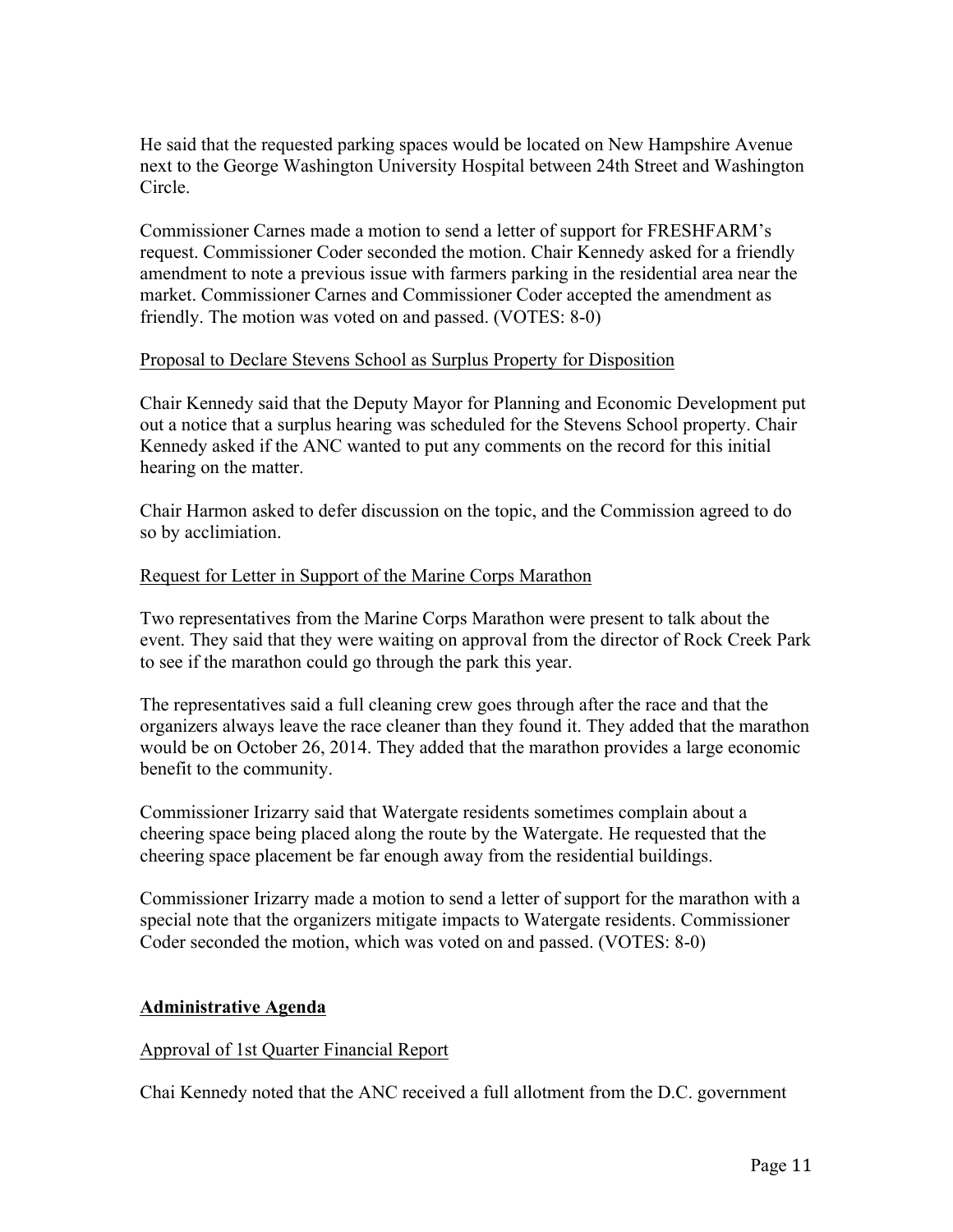He said that the requested parking spaces would be located on New Hampshire Avenue next to the George Washington University Hospital between 24th Street and Washington Circle.

Commissioner Carnes made a motion to send a letter of support for FRESHFARM's request. Commissioner Coder seconded the motion. Chair Kennedy asked for a friendly amendment to note a previous issue with farmers parking in the residential area near the market. Commissioner Carnes and Commissioner Coder accepted the amendment as friendly. The motion was voted on and passed. (VOTES: 8-0)

<u>Proposal to Declare Stevens School as Surplus Property for Disposition</u>

Chair Kennedy said that the Deputy Mayor for Planning and Economic Development put out a notice that a surplus hearing was scheduled for the Stevens School property. Chair Kennedy asked if the ANC wanted to put any comments on the record for this initial hearing on the matter.

Chair Harmon asked to defer discussion on the topic, and the Commission agreed to do so by acclimiation.

<u>Request for Letter in Support of the Marine Corps Marathon</u>

Two representatives from the Marine Corps Marathon were present to talk about the event. They said that they were waiting on approval from the director of Rock Creek Park to see if the marathon could go through the park this year.

The representatives said a full cleaning crew goes through after the race and that the organizers always leave the race cleaner than they found it. They added that the marathon would be on October 26, 2014. They added that the marathon provides a large economic benefit to the community.

Commissioner Irizarry said that Watergate residents sometimes complain about a cheering space being placed along the route by the Watergate. He requested that the cheering space placement be far enough away from the residential buildings.

Commissioner Irizarry made a motion to send a letter of support for the marathon with a special note that the organizers mitigate impacts to Watergate residents. Commissioner Coder seconded the motion, which was voted on and passed. (VOTES: 8-0)

## **<u>Administrative Agenda</u>**

<u>Approval of 1st Quarter Financial Report</u>

Chai Kennedy noted that the ANC received a full allotment from the D.C. government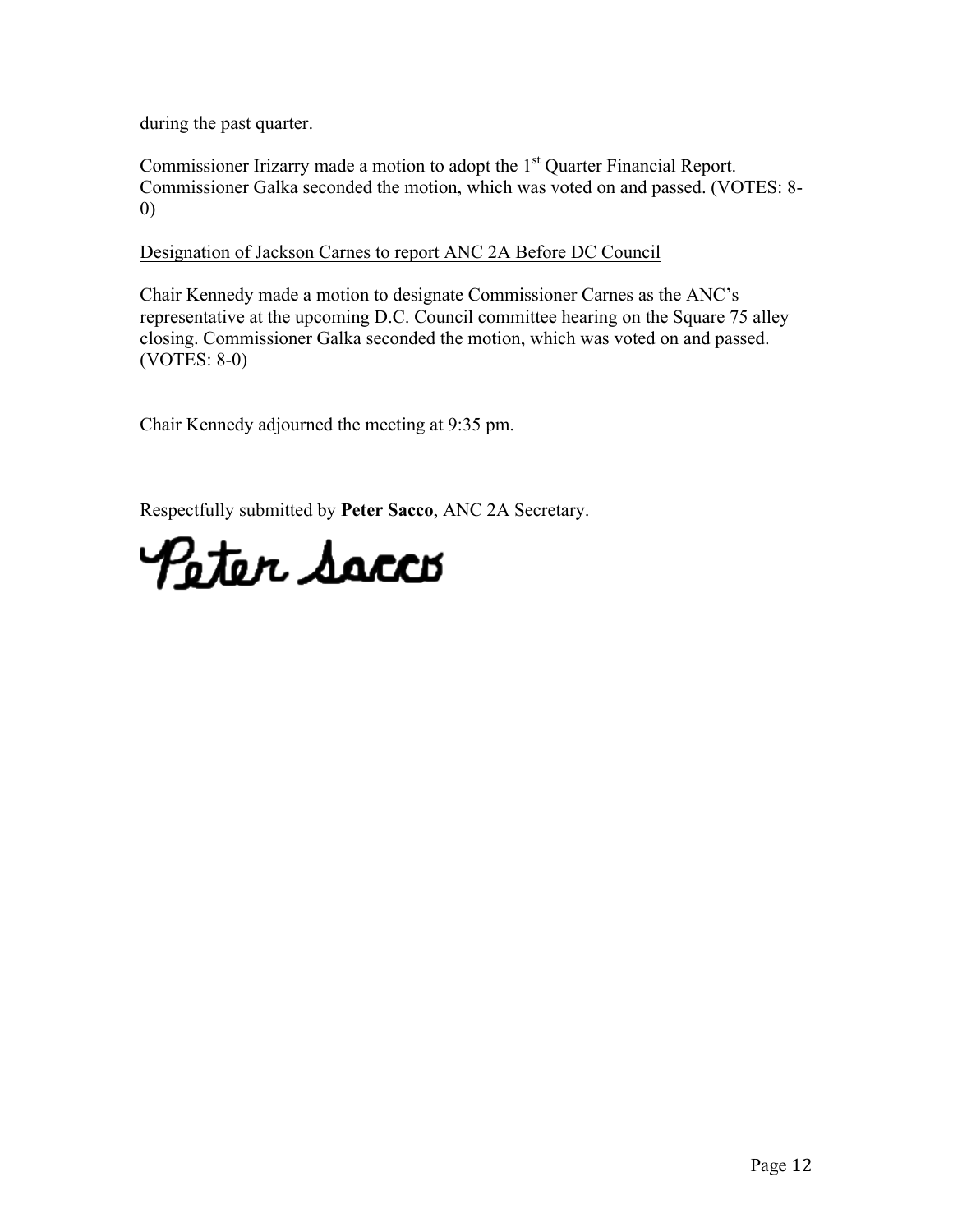during the past quarter.

Commissioner Irizarry made a motion to adopt the 1st Quarter Financial Report. Commissioner Galka seconded the motion, which was voted on and passed. (VOTES: 8-0)

<u>Designation of Jackson Carnes to report ANC 2A Before DC Council</u>

Chair Kennedy made a motion to designate Commissioner Carnes as the ANC's representative at the upcoming D.C. Council committee hearing on the Square 75 alley closing. Commissioner Galka seconded the motion, which was voted on and passed. (VOTES: 8-0)

Chair Kennedy adjourned the meeting at 9:35 pm.

Respectfully submitted by **Peter Sacco**, ANC 2A Secretary.

Peter Sacco